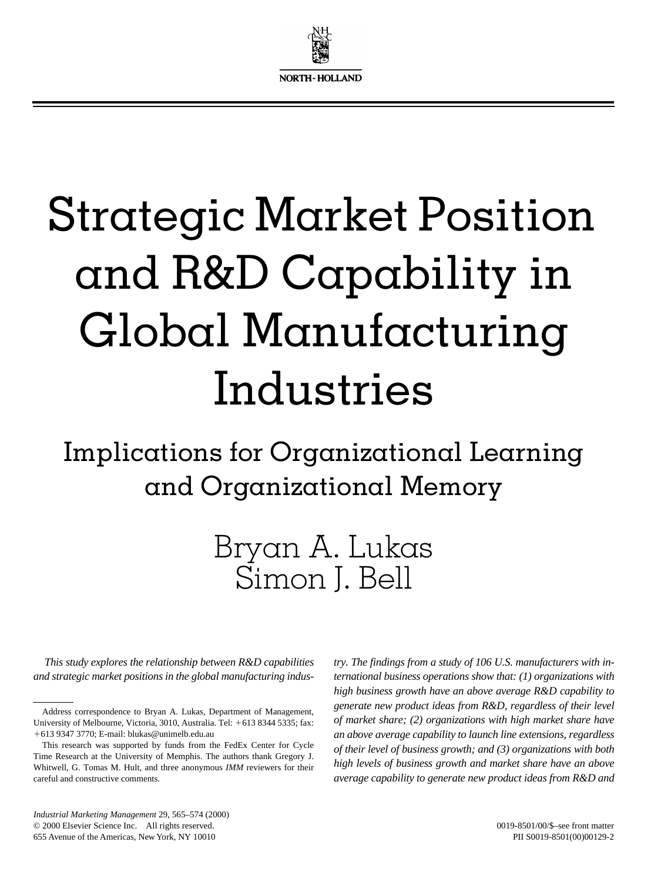# Strategic Market Position and R&D Capability in Global Manufacturing Industries

## Implications for Organizational Learning and Organizational Memory

Bryan A. Lukas
Simon J. Bell

*This study explores the relationship between R&D capabilities and strategic market positions in the global manufacturing industry. The findings from a study of 106 U.S. manufacturers with international business operations show that: (1) organizations with high business growth have an above average R&D capability to generate new product ideas from R&D, regardless of their level of market share; (2) organizations with high market share have an above average capability to launch line extensions, regardless of their level of business growth; and (3) organizations with both high levels of business growth and market share have an above average capability to generate new product ideas from R&D and*

---

Address correspondence to Bryan A. Lukas, Department of Management, University of Melbourne, Victoria, 3010, Australia. Tel: +613 8344 5335; fax: +613 9347 3770; E-mail: blukas@unimelb.edu.au

This research was supported by funds from the FedEx Center for Cycle Time Research at the University of Memphis. The authors thank Gregory J. Whitwell, G. Tomas M. Hult, and three anonymous *IMM* reviewers for their careful and constructive comments.

*Industrial Marketing Management* 29, 565–574 (2000)
© 2000 Elsevier Science Inc. All rights reserved.
655 Avenue of the Americas, New York, NY 10010

0019-8501/00/$–see front matter
PII S0019-8501(00)00129-2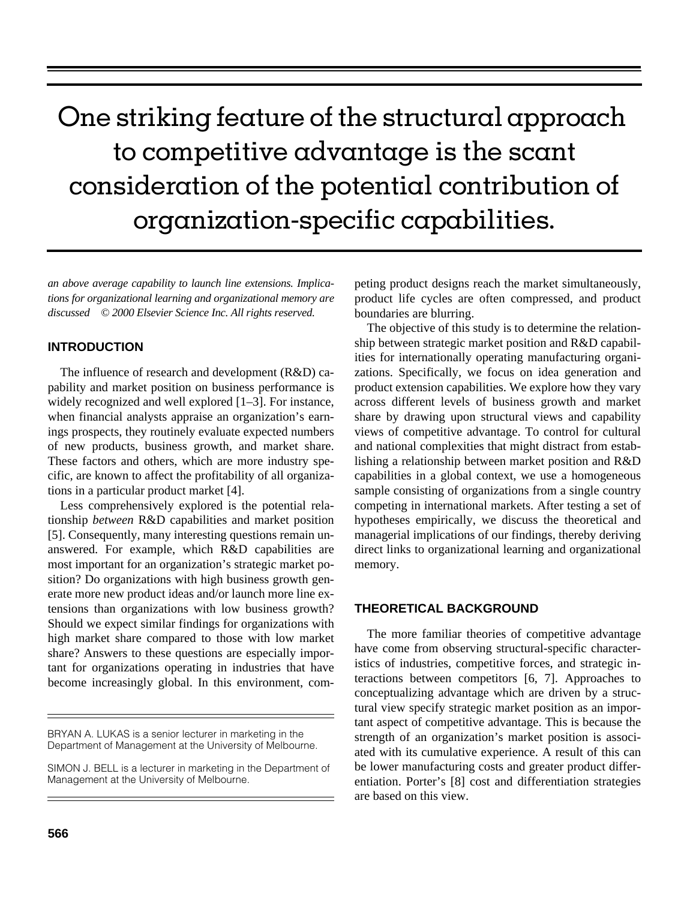> One striking feature of the structural approach to competitive advantage is the scant consideration of the potential contribution of organization-specific capabilities.

*an above average capability to launch line extensions. Implications for organizational learning and organizational memory are discussed © 2000 Elsevier Science Inc. All rights reserved.*

## INTRODUCTION

The influence of research and development (R&D) capability and market position on business performance is widely recognized and well explored [1–3]. For instance, when financial analysts appraise an organization's earnings prospects, they routinely evaluate expected numbers of new products, business growth, and market share. These factors and others, which are more industry specific, are known to affect the profitability of all organizations in a particular product market [4].

Less comprehensively explored is the potential relationship *between* R&D capabilities and market position [5]. Consequently, many interesting questions remain unanswered. For example, which R&D capabilities are most important for an organization's strategic market position? Do organizations with high business growth generate more new product ideas and/or launch more line extensions than organizations with low business growth? Should we expect similar findings for organizations with high market share compared to those with low market share? Answers to these questions are especially important for organizations operating in industries that have become increasingly global. In this environment, competing product designs reach the market simultaneously, product life cycles are often compressed, and product boundaries are blurring.

The objective of this study is to determine the relationship between strategic market position and R&D capabilities for internationally operating manufacturing organizations. Specifically, we focus on idea generation and product extension capabilities. We explore how they vary across different levels of business growth and market share by drawing upon structural views and capability views of competitive advantage. To control for cultural and national complexities that might distract from establishing a relationship between market position and R&D capabilities in a global context, we use a homogeneous sample consisting of organizations from a single country competing in international markets. After testing a set of hypotheses empirically, we discuss the theoretical and managerial implications of our findings, thereby deriving direct links to organizational learning and organizational memory.

BRYAN A. LUKAS is a senior lecturer in marketing in the Department of Management at the University of Melbourne.

SIMON J. BELL is a lecturer in marketing in the Department of Management at the University of Melbourne.

## THEORETICAL BACKGROUND

The more familiar theories of competitive advantage have come from observing structural-specific characteristics of industries, competitive forces, and strategic interactions between competitors [6, 7]. Approaches to conceptualizing advantage which are driven by a structural view specify strategic market position as an important aspect of competitive advantage. This is because the strength of an organization's market position is associated with its cumulative experience. A result of this can be lower manufacturing costs and greater product differentiation. Porter's [8] cost and differentiation strategies are based on this view.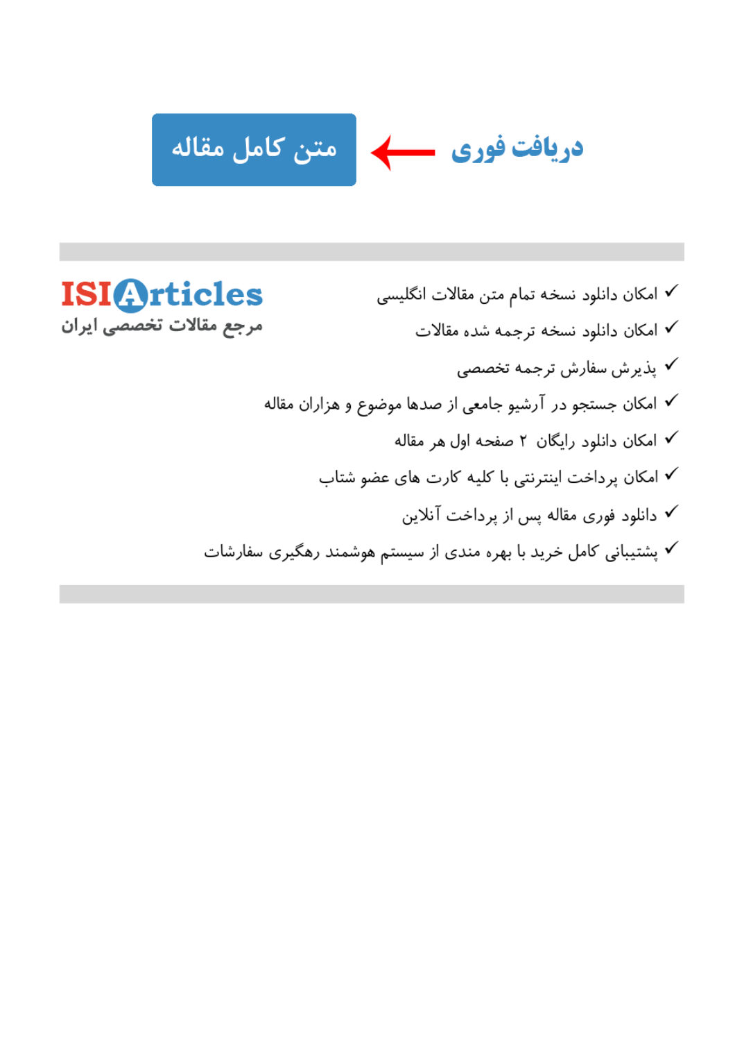دریافت فوری ← **متن کامل مقاله**

**ISIArticles**
مرجع مقالات تخصصی ایران

- ✓ امکان دانلود نسخه تمام متن مقالات انگلیسی
- ✓ امکان دانلود نسخه ترجمه شده مقالات
- ✓ پذیرش سفارش ترجمه تخصصی
- ✓ امکان جستجو در آرشیو جامعی از صدها موضوع و هزاران مقاله
- ✓ امکان دانلود رایگان ۲ صفحه اول هر مقاله
- ✓ امکان پرداخت اینترنتی با کلیه کارت های عضو شتاب
- ✓ دانلود فوری مقاله پس از پرداخت آنلاین
- ✓ پشتیبانی کامل خرید با بهره مندی از سیستم هوشمند رهگیری سفارشات